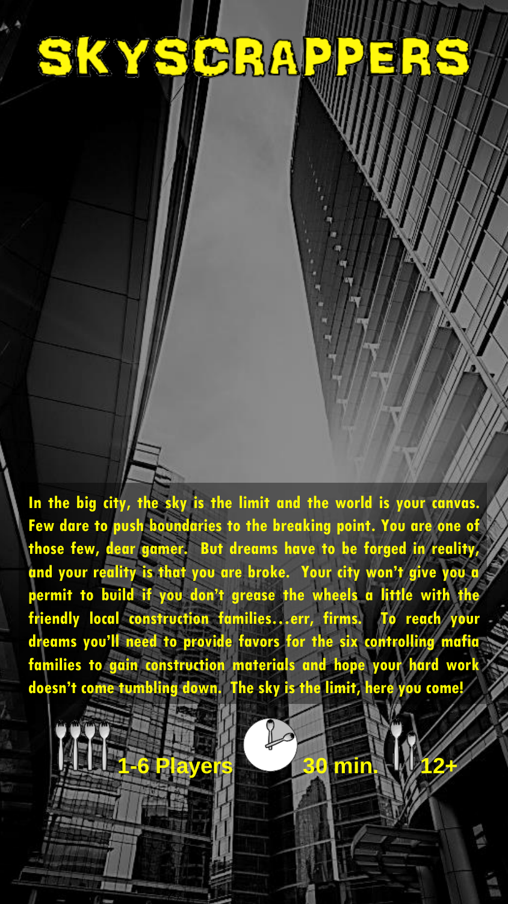# SKYSCRAPPERS

**In the big city, the sky is the limit and the world is your canvas. Few dare to push boundaries to the breaking point. You are one of those few, dear gamer. But dreams have to be forged in reality, and your reality is that you are broke. Your city won't give you a permit to build if you don't grease the wheels a little with the friendly local construction families…err, firms. To reach your dreams you'll need to provide favors for the six controlling mafia families to gain construction materials and hope your hard work doesn't come tumbling down. The sky is the limit, here you come!**

**1-6 Players** **30 min.** **12+**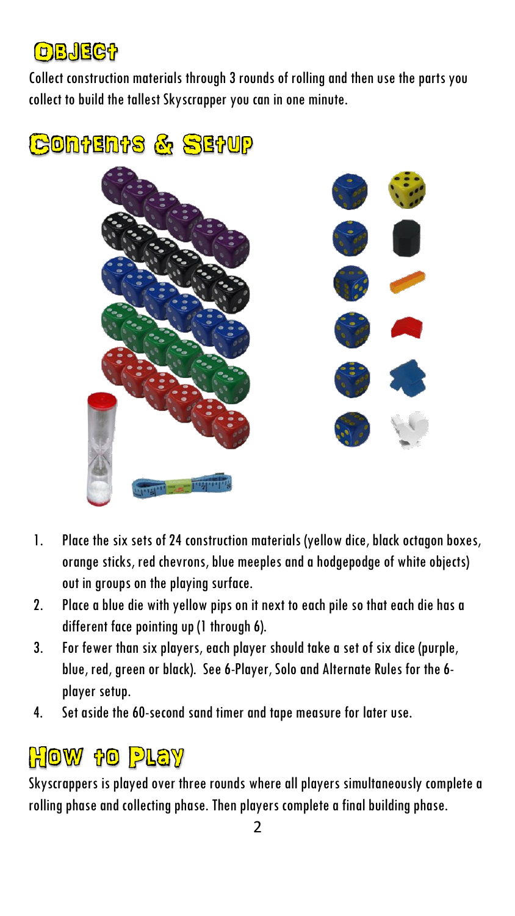## Object

Collect construction materials through 3 rounds of rolling and then use the parts you collect to build the tallest Skyscrapper you can in one minute.

## Contents & Setup

1. Place the six sets of 24 construction materials (yellow dice, black octagon boxes, orange sticks, red chevrons, blue meeples and a hodgepodge of white objects) out in groups on the playing surface.
2. Place a blue die with yellow pips on it next to each pile so that each die has a different face pointing up (1 through 6).
3. For fewer than six players, each player should take a set of six dice (purple, blue, red, green or black). See 6-Player, Solo and Alternate Rules for the 6-player setup.
4. Set aside the 60-second sand timer and tape measure for later use.

## How to Play

Skyscrappers is played over three rounds where all players simultaneously complete a rolling phase and collecting phase. Then players complete a final building phase.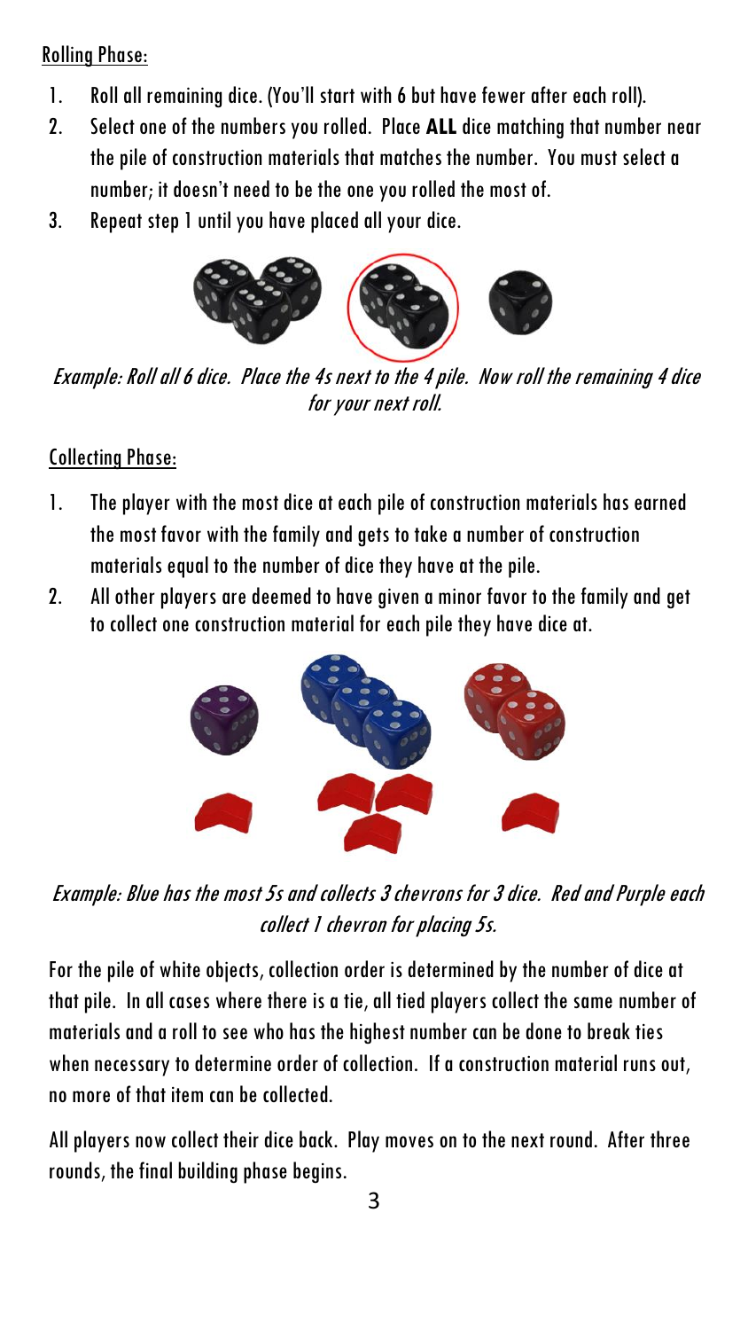Rolling Phase:

1. Roll all remaining dice. (You'll start with 6 but have fewer after each roll).
2. Select one of the numbers you rolled. Place **ALL** dice matching that number near the pile of construction materials that matches the number. You must select a number; it doesn't need to be the one you rolled the most of.
3. Repeat step 1 until you have placed all your dice.

*Example: Roll all 6 dice. Place the 4s next to the 4 pile. Now roll the remaining 4 dice for your next roll.*

Collecting Phase:

1. The player with the most dice at each pile of construction materials has earned the most favor with the family and gets to take a number of construction materials equal to the number of dice they have at the pile.
2. All other players are deemed to have given a minor favor to the family and get to collect one construction material for each pile they have dice at.

*Example: Blue has the most 5s and collects 3 chevrons for 3 dice. Red and Purple each collect 1 chevron for placing 5s.*

For the pile of white objects, collection order is determined by the number of dice at that pile. In all cases where there is a tie, all tied players collect the same number of materials and a roll to see who has the highest number can be done to break ties when necessary to determine order of collection. If a construction material runs out, no more of that item can be collected.

All players now collect their dice back. Play moves on to the next round. After three rounds, the final building phase begins.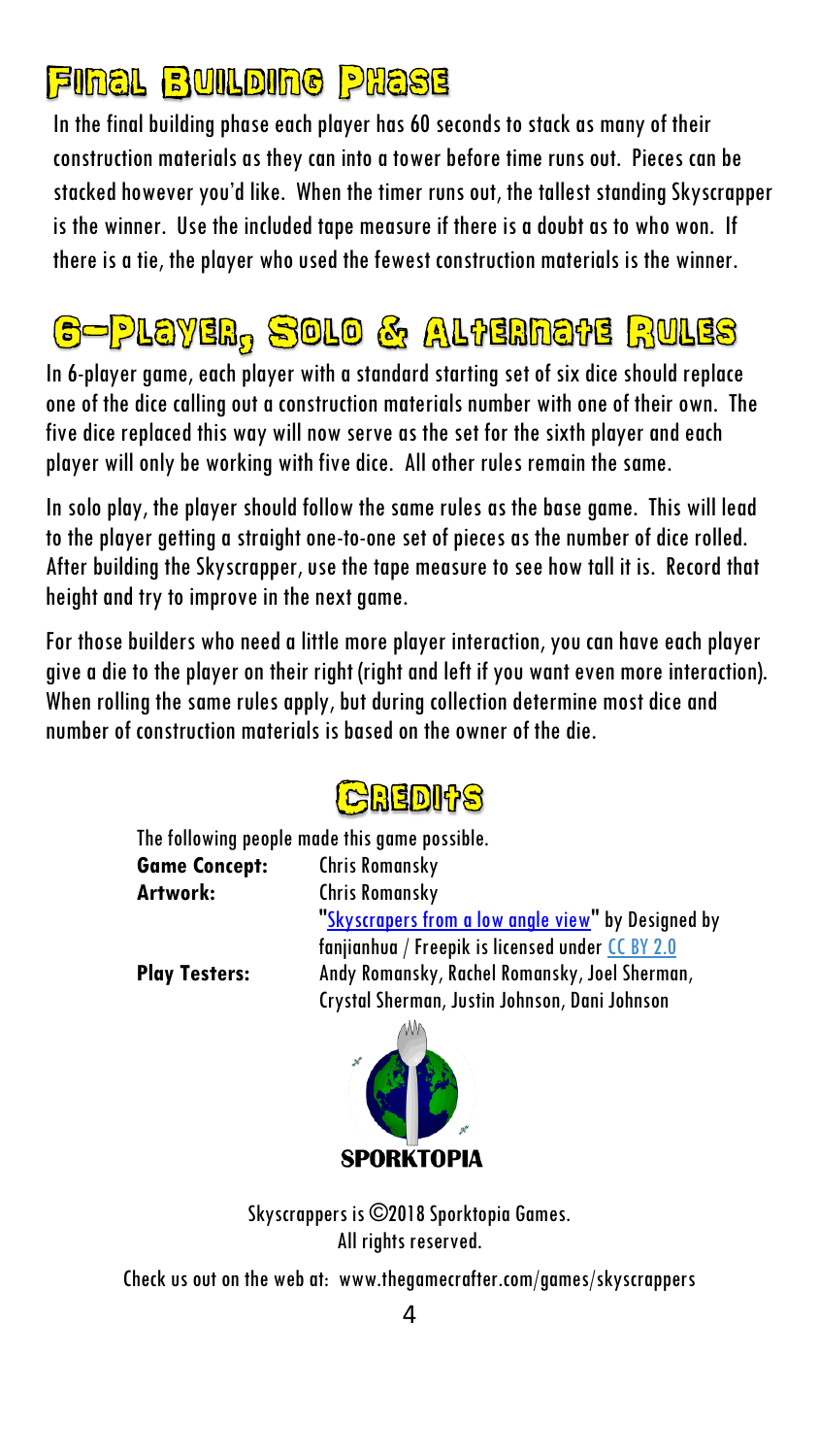# Final Building Phase

In the final building phase each player has 60 seconds to stack as many of their construction materials as they can into a tower before time runs out. Pieces can be stacked however you'd like. When the timer runs out, the tallest standing Skyscrapper is the winner. Use the included tape measure if there is a doubt as to who won. If there is a tie, the player who used the fewest construction materials is the winner.

# 6-Player, Solo & Alternate Rules

In 6-player game, each player with a standard starting set of six dice should replace one of the dice calling out a construction materials number with one of their own. The five dice replaced this way will now serve as the set for the sixth player and each player will only be working with five dice. All other rules remain the same.

In solo play, the player should follow the same rules as the base game. This will lead to the player getting a straight one-to-one set of pieces as the number of dice rolled. After building the Skyscrapper, use the tape measure to see how tall it is. Record that height and try to improve in the next game.

For those builders who need a little more player interaction, you can have each player give a die to the player on their right (right and left if you want even more interaction). When rolling the same rules apply, but during collection determine most dice and number of construction materials is based on the owner of the die.

# Credits

The following people made this game possible.

| | |
|---|---|
| **Game Concept:** | Chris Romansky |
| **Artwork:** | Chris Romansky<br>"Skyscrapers from a low angle view" by Designed by fanjianhua / Freepik is licensed under CC BY 2.0 |
| **Play Testers:** | Andy Romansky, Rachel Romansky, Joel Sherman, Crystal Sherman, Justin Johnson, Dani Johnson |

SPORKTOPIA

Skyscrappers is ©2018 Sporktopia Games.
All rights reserved.

Check us out on the web at: www.thegamecrafter.com/games/skyscrappers